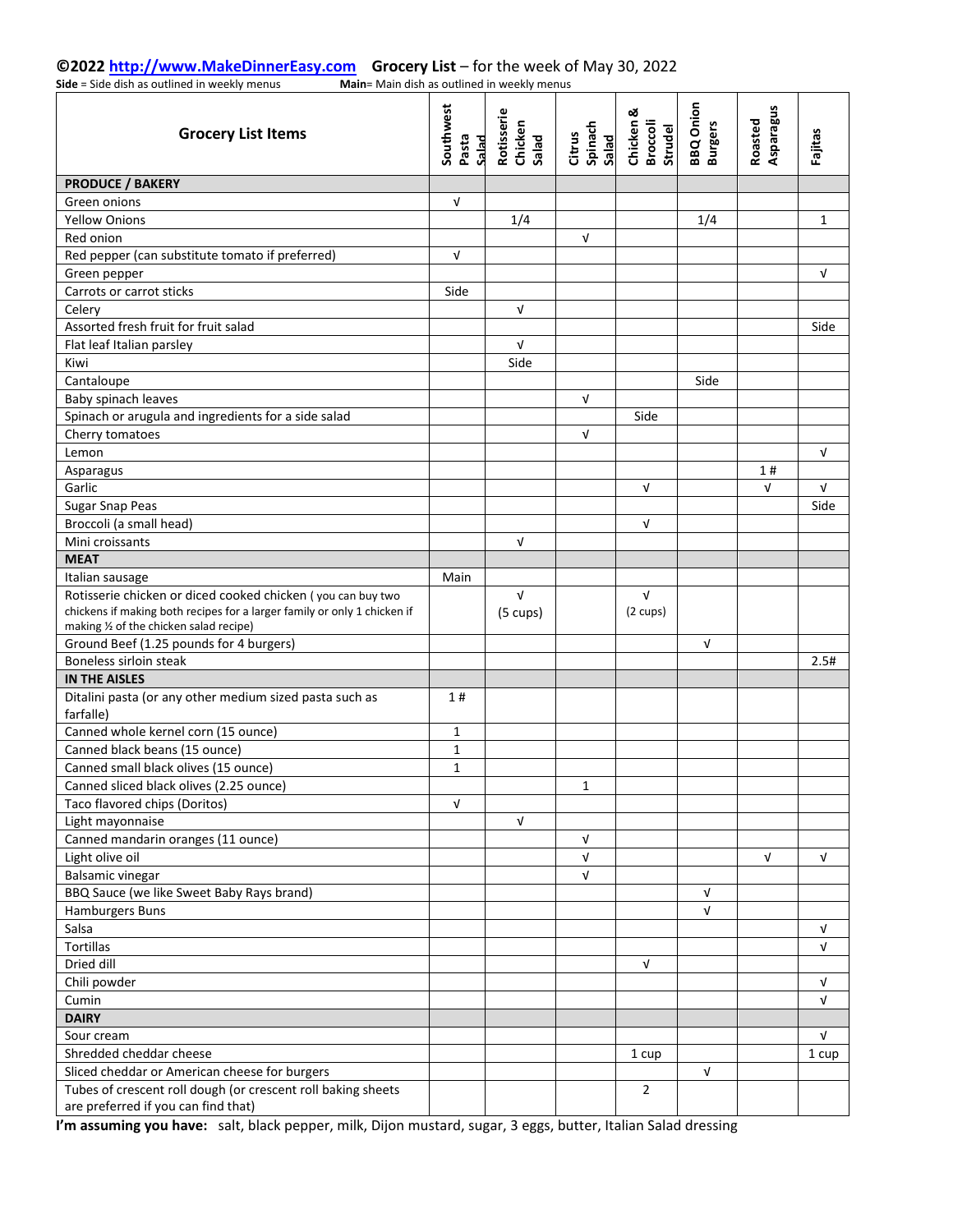**©2022 http://www.MakeDinnerEasy.com Grocery List** – for the week of May 30, 2022

**Side** = Side dish as outlined in weekly menus **Main**= Main dish as outlined in weekly menus

| Grocery List Items | Southwest Pasta Salad | Rotisserie Chicken Salad | Citrus Spinach Salad | Chicken & Broccoli Strudel | BBQ Onion Burgers | Roasted Asparagus | Fajitas |
|---|---|---|---|---|---|---|---|
| **PRODUCE / BAKERY** | | | | | | | |
| Green onions | √ | | | | | | |
| Yellow Onions | | 1/4 | | | 1/4 | | 1 |
| Red onion | | | √ | | | | |
| Red pepper (can substitute tomato if preferred) | √ | | | | | | |
| Green pepper | | | | | | | √ |
| Carrots or carrot sticks | Side | | | | | | |
| Celery | | √ | | | | | |
| Assorted fresh fruit for fruit salad | | | | | | | Side |
| Flat leaf Italian parsley | | √ | | | | | |
| Kiwi | | Side | | | | | |
| Cantaloupe | | | | | Side | | |
| Baby spinach leaves | | | √ | | | | |
| Spinach or arugula and ingredients for a side salad | | | | Side | | | |
| Cherry tomatoes | | | √ | | | | |
| Lemon | | | | | | | √ |
| Asparagus | | | | | | 1 # | |
| Garlic | | | | √ | | √ | √ |
| Sugar Snap Peas | | | | | | | Side |
| Broccoli (a small head) | | | | √ | | | |
| Mini croissants | | √ | | | | | |
| **MEAT** | | | | | | | |
| Italian sausage | Main | | | | | | |
| Rotisserie chicken or diced cooked chicken ( you can buy two chickens if making both recipes for a larger family or only 1 chicken if making ½ of the chicken salad recipe) | | √ (5 cups) | | √ (2 cups) | | | |
| Ground Beef (1.25 pounds for 4 burgers) | | | | | √ | | |
| Boneless sirloin steak | | | | | | | 2.5# |
| **IN THE AISLES** | | | | | | | |
| Ditalini pasta (or any other medium sized pasta such as farfalle) | 1 # | | | | | | |
| Canned whole kernel corn (15 ounce) | 1 | | | | | | |
| Canned black beans (15 ounce) | 1 | | | | | | |
| Canned small black olives (15 ounce) | 1 | | | | | | |
| Canned sliced black olives (2.25 ounce) | | | 1 | | | | |
| Taco flavored chips (Doritos) | √ | | | | | | |
| Light mayonnaise | | √ | | | | | |
| Canned mandarin oranges (11 ounce) | | | √ | | | | |
| Light olive oil | | | √ | | | √ | √ |
| Balsamic vinegar | | | √ | | | | |
| BBQ Sauce (we like Sweet Baby Rays brand) | | | | | √ | | |
| Hamburgers Buns | | | | | √ | | |
| Salsa | | | | | | | √ |
| Tortillas | | | | | | | √ |
| Dried dill | | | | √ | | | |
| Chili powder | | | | | | | √ |
| Cumin | | | | | | | √ |
| **DAIRY** | | | | | | | |
| Sour cream | | | | | | | √ |
| Shredded cheddar cheese | | | | 1 cup | | | 1 cup |
| Sliced cheddar or American cheese for burgers | | | | | √ | | |
| Tubes of crescent roll dough (or crescent roll baking sheets are preferred if you can find that) | | | | 2 | | | |

**I'm assuming you have:** salt, black pepper, milk, Dijon mustard, sugar, 3 eggs, butter, Italian Salad dressing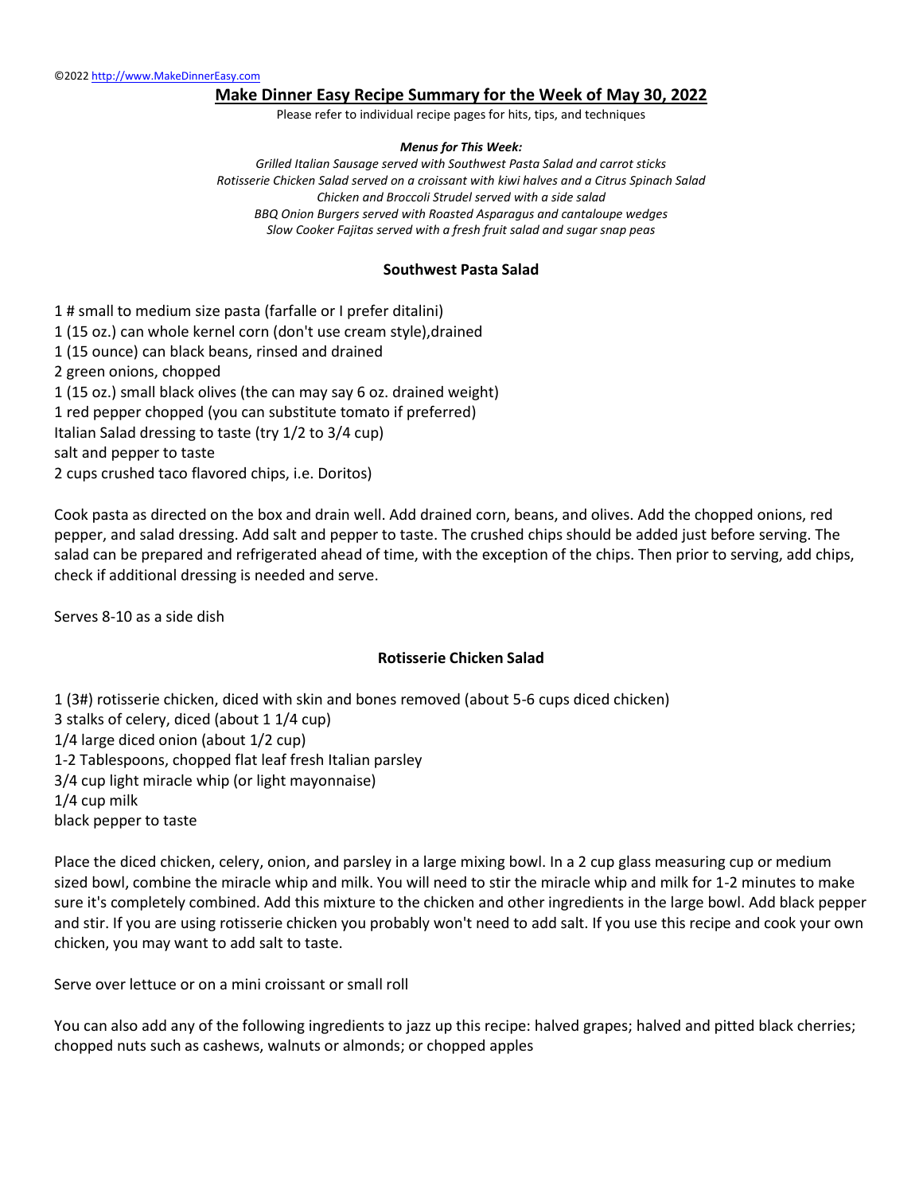©2022 http://www.MakeDinnerEasy.com

# Make Dinner Easy Recipe Summary for the Week of May 30, 2022

Please refer to individual recipe pages for hits, tips, and techniques

***Menus for This Week:***

*Grilled Italian Sausage served with Southwest Pasta Salad and carrot sticks*
*Rotisserie Chicken Salad served on a croissant with kiwi halves and a Citrus Spinach Salad*
*Chicken and Broccoli Strudel served with a side salad*
*BBQ Onion Burgers served with Roasted Asparagus and cantaloupe wedges*
*Slow Cooker Fajitas served with a fresh fruit salad and sugar snap peas*

## Southwest Pasta Salad

1 # small to medium size pasta (farfalle or I prefer ditalini)
1 (15 oz.) can whole kernel corn (don't use cream style),drained
1 (15 ounce) can black beans, rinsed and drained
2 green onions, chopped
1 (15 oz.) small black olives (the can may say 6 oz. drained weight)
1 red pepper chopped (you can substitute tomato if preferred)
Italian Salad dressing to taste (try 1/2 to 3/4 cup)
salt and pepper to taste
2 cups crushed taco flavored chips, i.e. Doritos)

Cook pasta as directed on the box and drain well. Add drained corn, beans, and olives. Add the chopped onions, red pepper, and salad dressing. Add salt and pepper to taste. The crushed chips should be added just before serving. The salad can be prepared and refrigerated ahead of time, with the exception of the chips. Then prior to serving, add chips, check if additional dressing is needed and serve.

Serves 8-10 as a side dish

## Rotisserie Chicken Salad

1 (3#) rotisserie chicken, diced with skin and bones removed (about 5-6 cups diced chicken)
3 stalks of celery, diced (about 1 1/4 cup)
1/4 large diced onion (about 1/2 cup)
1-2 Tablespoons, chopped flat leaf fresh Italian parsley
3/4 cup light miracle whip (or light mayonnaise)
1/4 cup milk
black pepper to taste

Place the diced chicken, celery, onion, and parsley in a large mixing bowl. In a 2 cup glass measuring cup or medium sized bowl, combine the miracle whip and milk. You will need to stir the miracle whip and milk for 1-2 minutes to make sure it's completely combined. Add this mixture to the chicken and other ingredients in the large bowl. Add black pepper and stir. If you are using rotisserie chicken you probably won't need to add salt. If you use this recipe and cook your own chicken, you may want to add salt to taste.

Serve over lettuce or on a mini croissant or small roll

You can also add any of the following ingredients to jazz up this recipe: halved grapes; halved and pitted black cherries; chopped nuts such as cashews, walnuts or almonds; or chopped apples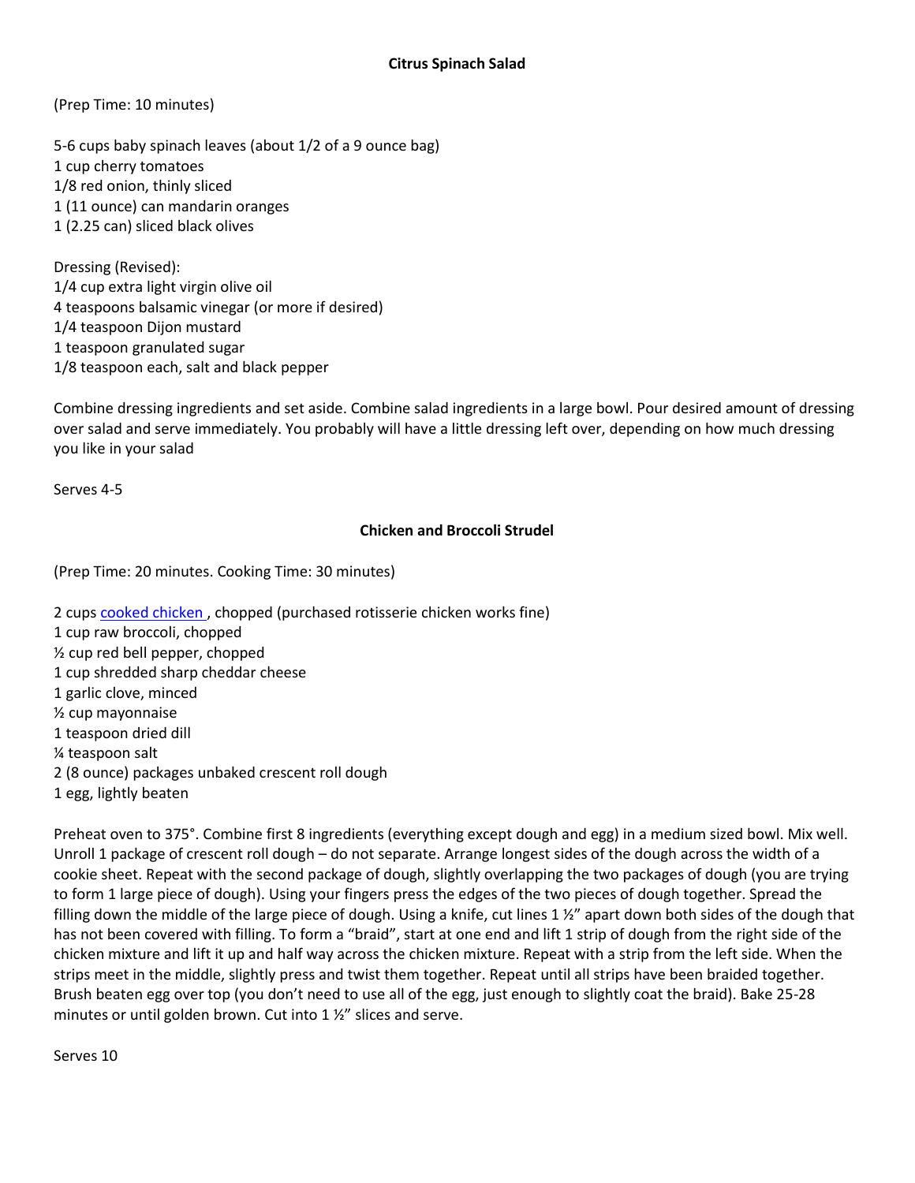## Citrus Spinach Salad

(Prep Time: 10 minutes)

5-6 cups baby spinach leaves (about 1/2 of a 9 ounce bag)
1 cup cherry tomatoes
1/8 red onion, thinly sliced
1 (11 ounce) can mandarin oranges
1 (2.25 can) sliced black olives

Dressing (Revised):
1/4 cup extra light virgin olive oil
4 teaspoons balsamic vinegar (or more if desired)
1/4 teaspoon Dijon mustard
1 teaspoon granulated sugar
1/8 teaspoon each, salt and black pepper

Combine dressing ingredients and set aside. Combine salad ingredients in a large bowl. Pour desired amount of dressing over salad and serve immediately. You probably will have a little dressing left over, depending on how much dressing you like in your salad

Serves 4-5

## Chicken and Broccoli Strudel

(Prep Time: 20 minutes. Cooking Time: 30 minutes)

2 cups cooked chicken , chopped (purchased rotisserie chicken works fine)
1 cup raw broccoli, chopped
½ cup red bell pepper, chopped
1 cup shredded sharp cheddar cheese
1 garlic clove, minced
½ cup mayonnaise
1 teaspoon dried dill
¼ teaspoon salt
2 (8 ounce) packages unbaked crescent roll dough
1 egg, lightly beaten

Preheat oven to 375°. Combine first 8 ingredients (everything except dough and egg) in a medium sized bowl. Mix well. Unroll 1 package of crescent roll dough – do not separate. Arrange longest sides of the dough across the width of a cookie sheet. Repeat with the second package of dough, slightly overlapping the two packages of dough (you are trying to form 1 large piece of dough). Using your fingers press the edges of the two pieces of dough together. Spread the filling down the middle of the large piece of dough. Using a knife, cut lines 1 ½" apart down both sides of the dough that has not been covered with filling. To form a "braid", start at one end and lift 1 strip of dough from the right side of the chicken mixture and lift it up and half way across the chicken mixture. Repeat with a strip from the left side. When the strips meet in the middle, slightly press and twist them together. Repeat until all strips have been braided together. Brush beaten egg over top (you don't need to use all of the egg, just enough to slightly coat the braid). Bake 25-28 minutes or until golden brown. Cut into 1 ½" slices and serve.

Serves 10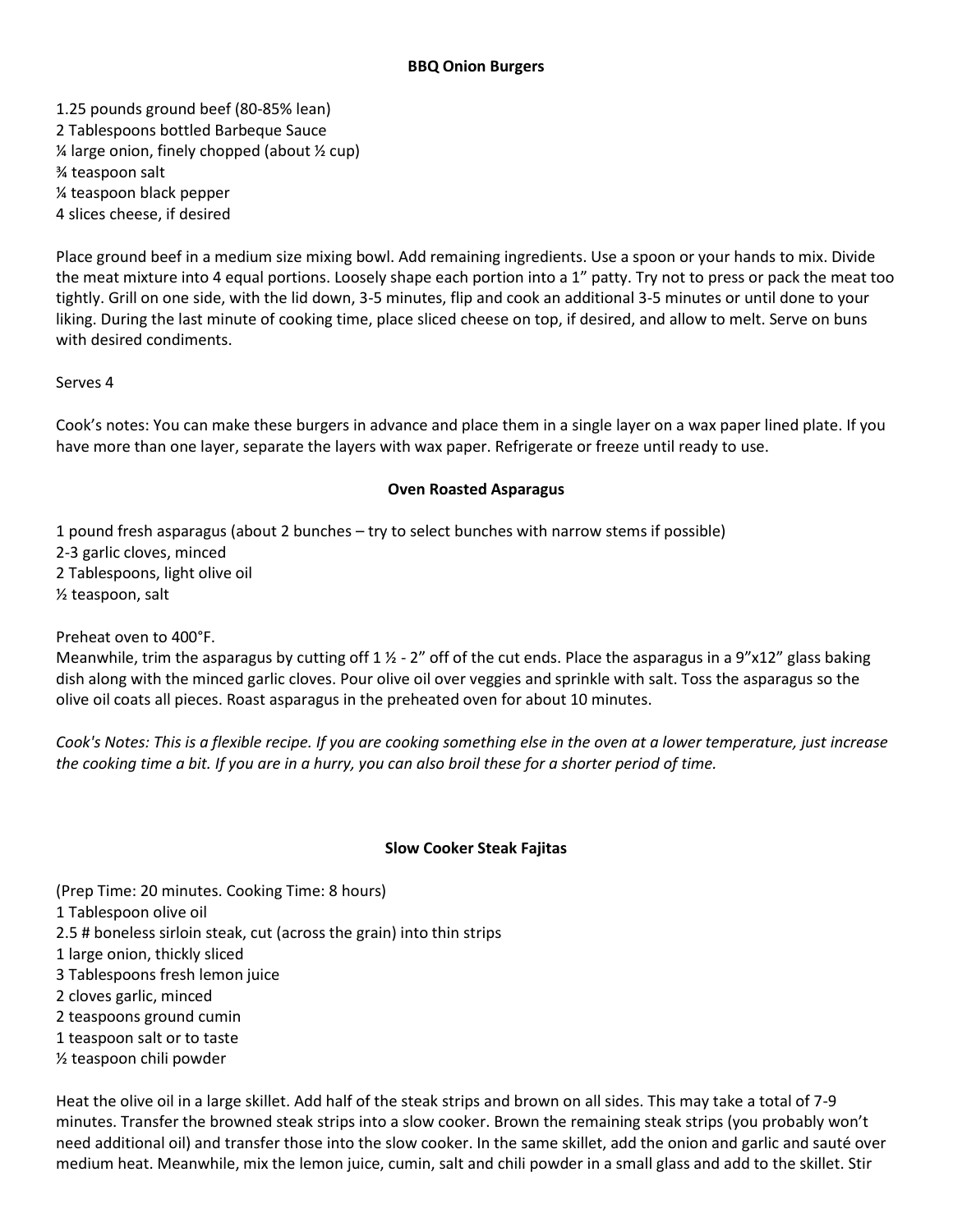**BBQ Onion Burgers**

1.25 pounds ground beef (80-85% lean)
2 Tablespoons bottled Barbeque Sauce
¼ large onion, finely chopped (about ½ cup)
¾ teaspoon salt
¼ teaspoon black pepper
4 slices cheese, if desired

Place ground beef in a medium size mixing bowl. Add remaining ingredients. Use a spoon or your hands to mix. Divide the meat mixture into 4 equal portions. Loosely shape each portion into a 1" patty. Try not to press or pack the meat too tightly. Grill on one side, with the lid down, 3-5 minutes, flip and cook an additional 3-5 minutes or until done to your liking. During the last minute of cooking time, place sliced cheese on top, if desired, and allow to melt. Serve on buns with desired condiments.

Serves 4

Cook's notes: You can make these burgers in advance and place them in a single layer on a wax paper lined plate. If you have more than one layer, separate the layers with wax paper. Refrigerate or freeze until ready to use.

**Oven Roasted Asparagus**

1 pound fresh asparagus (about 2 bunches – try to select bunches with narrow stems if possible)
2-3 garlic cloves, minced
2 Tablespoons, light olive oil
½ teaspoon, salt

Preheat oven to 400°F.
Meanwhile, trim the asparagus by cutting off 1 ½ - 2" off of the cut ends. Place the asparagus in a 9"x12" glass baking dish along with the minced garlic cloves. Pour olive oil over veggies and sprinkle with salt. Toss the asparagus so the olive oil coats all pieces. Roast asparagus in the preheated oven for about 10 minutes.

*Cook's Notes: This is a flexible recipe. If you are cooking something else in the oven at a lower temperature, just increase the cooking time a bit. If you are in a hurry, you can also broil these for a shorter period of time.*

**Slow Cooker Steak Fajitas**

(Prep Time: 20 minutes. Cooking Time: 8 hours)
1 Tablespoon olive oil
2.5 # boneless sirloin steak, cut (across the grain) into thin strips
1 large onion, thickly sliced
3 Tablespoons fresh lemon juice
2 cloves garlic, minced
2 teaspoons ground cumin
1 teaspoon salt or to taste
½ teaspoon chili powder

Heat the olive oil in a large skillet. Add half of the steak strips and brown on all sides. This may take a total of 7-9 minutes. Transfer the browned steak strips into a slow cooker. Brown the remaining steak strips (you probably won't need additional oil) and transfer those into the slow cooker. In the same skillet, add the onion and garlic and sauté over medium heat. Meanwhile, mix the lemon juice, cumin, salt and chili powder in a small glass and add to the skillet. Stir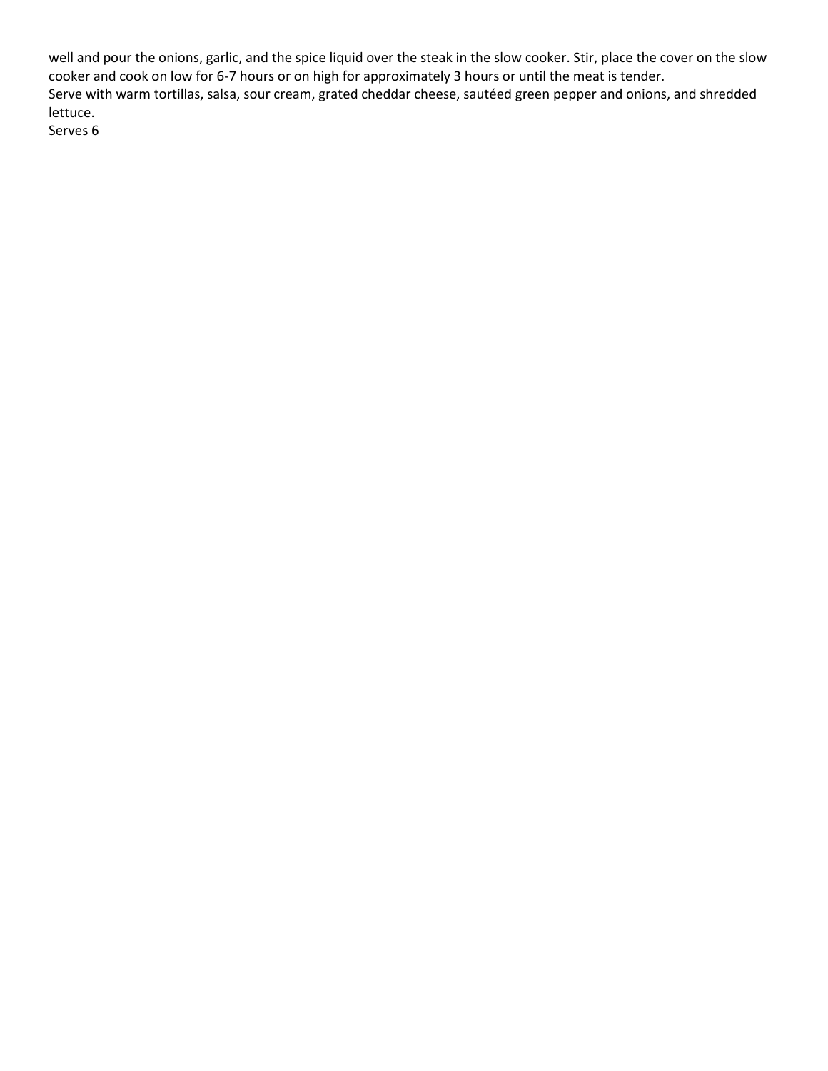well and pour the onions, garlic, and the spice liquid over the steak in the slow cooker. Stir, place the cover on the slow cooker and cook on low for 6-7 hours or on high for approximately 3 hours or until the meat is tender.

Serve with warm tortillas, salsa, sour cream, grated cheddar cheese, sautéed green pepper and onions, and shredded lettuce.

Serves 6